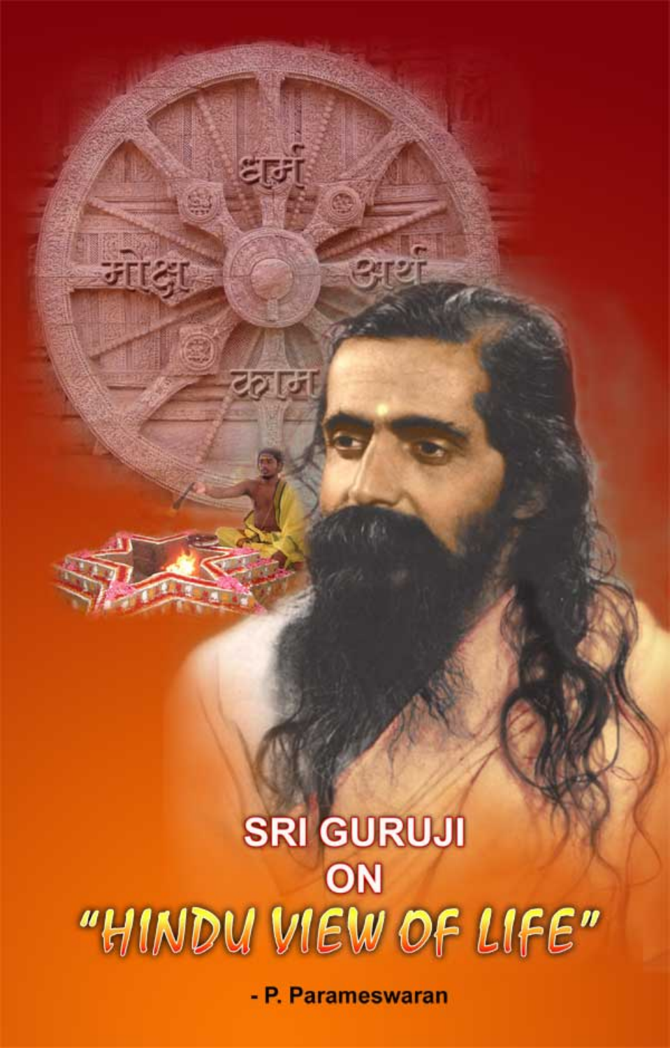धर्म

मोक्ष अर्थ

काम

# SRI GURUJI ON "HINDU VIEW OF LIFE"

- P. Parameswaran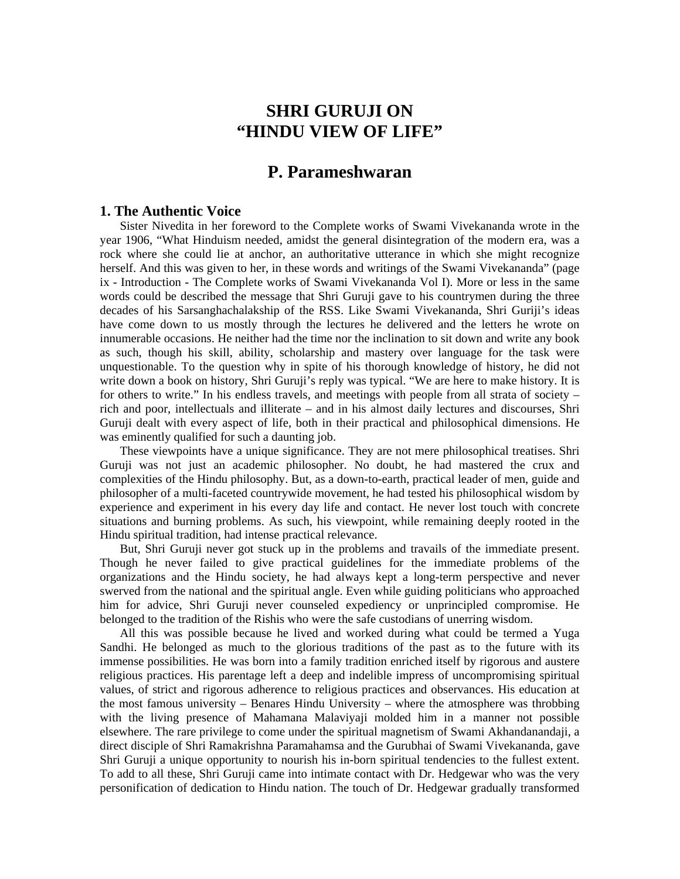# SHRI GURUJI ON "HINDU VIEW OF LIFE"

## P. Parameshwaran

### 1. The Authentic Voice

Sister Nivedita in her foreword to the Complete works of Swami Vivekananda wrote in the year 1906, "What Hinduism needed, amidst the general disintegration of the modern era, was a rock where she could lie at anchor, an authoritative utterance in which she might recognize herself. And this was given to her, in these words and writings of the Swami Vivekananda" (page ix - Introduction - The Complete works of Swami Vivekananda Vol I). More or less in the same words could be described the message that Shri Guruji gave to his countrymen during the three decades of his Sarsanghachalakship of the RSS. Like Swami Vivekananda, Shri Guriji's ideas have come down to us mostly through the lectures he delivered and the letters he wrote on innumerable occasions. He neither had the time nor the inclination to sit down and write any book as such, though his skill, ability, scholarship and mastery over language for the task were unquestionable. To the question why in spite of his thorough knowledge of history, he did not write down a book on history, Shri Guruji's reply was typical. "We are here to make history. It is for others to write." In his endless travels, and meetings with people from all strata of society – rich and poor, intellectuals and illiterate – and in his almost daily lectures and discourses, Shri Guruji dealt with every aspect of life, both in their practical and philosophical dimensions. He was eminently qualified for such a daunting job.

These viewpoints have a unique significance. They are not mere philosophical treatises. Shri Guruji was not just an academic philosopher. No doubt, he had mastered the crux and complexities of the Hindu philosophy. But, as a down-to-earth, practical leader of men, guide and philosopher of a multi-faceted countrywide movement, he had tested his philosophical wisdom by experience and experiment in his every day life and contact. He never lost touch with concrete situations and burning problems. As such, his viewpoint, while remaining deeply rooted in the Hindu spiritual tradition, had intense practical relevance.

But, Shri Guruji never got stuck up in the problems and travails of the immediate present. Though he never failed to give practical guidelines for the immediate problems of the organizations and the Hindu society, he had always kept a long-term perspective and never swerved from the national and the spiritual angle. Even while guiding politicians who approached him for advice, Shri Guruji never counseled expediency or unprincipled compromise. He belonged to the tradition of the Rishis who were the safe custodians of unerring wisdom.

All this was possible because he lived and worked during what could be termed a Yuga Sandhi. He belonged as much to the glorious traditions of the past as to the future with its immense possibilities. He was born into a family tradition enriched itself by rigorous and austere religious practices. His parentage left a deep and indelible impress of uncompromising spiritual values, of strict and rigorous adherence to religious practices and observances. His education at the most famous university – Benares Hindu University – where the atmosphere was throbbing with the living presence of Mahamana Malaviyaji molded him in a manner not possible elsewhere. The rare privilege to come under the spiritual magnetism of Swami Akhandanandaji, a direct disciple of Shri Ramakrishna Paramahamsa and the Gurubhai of Swami Vivekananda, gave Shri Guruji a unique opportunity to nourish his in-born spiritual tendencies to the fullest extent. To add to all these, Shri Guruji came into intimate contact with Dr. Hedgewar who was the very personification of dedication to Hindu nation. The touch of Dr. Hedgewar gradually transformed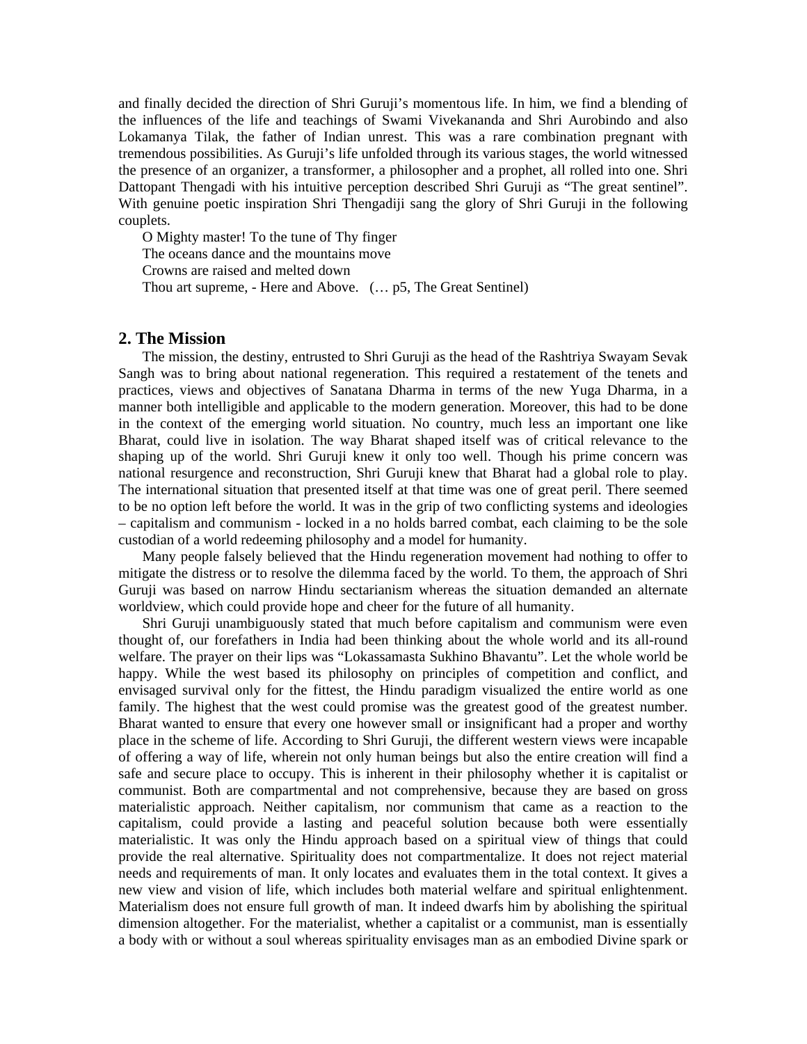and finally decided the direction of Shri Guruji's momentous life. In him, we find a blending of the influences of the life and teachings of Swami Vivekananda and Shri Aurobindo and also Lokamanya Tilak, the father of Indian unrest. This was a rare combination pregnant with tremendous possibilities. As Guruji's life unfolded through its various stages, the world witnessed the presence of an organizer, a transformer, a philosopher and a prophet, all rolled into one. Shri Dattopant Thengadi with his intuitive perception described Shri Guruji as "The great sentinel". With genuine poetic inspiration Shri Thengadiji sang the glory of Shri Guruji in the following couplets.

O Mighty master! To the tune of Thy finger
The oceans dance and the mountains move
Crowns are raised and melted down
Thou art supreme, - Here and Above. (… p5, The Great Sentinel)

## 2. The Mission

The mission, the destiny, entrusted to Shri Guruji as the head of the Rashtriya Swayam Sevak Sangh was to bring about national regeneration. This required a restatement of the tenets and practices, views and objectives of Sanatana Dharma in terms of the new Yuga Dharma, in a manner both intelligible and applicable to the modern generation. Moreover, this had to be done in the context of the emerging world situation. No country, much less an important one like Bharat, could live in isolation. The way Bharat shaped itself was of critical relevance to the shaping up of the world. Shri Guruji knew it only too well. Though his prime concern was national resurgence and reconstruction, Shri Guruji knew that Bharat had a global role to play. The international situation that presented itself at that time was one of great peril. There seemed to be no option left before the world. It was in the grip of two conflicting systems and ideologies – capitalism and communism - locked in a no holds barred combat, each claiming to be the sole custodian of a world redeeming philosophy and a model for humanity.

Many people falsely believed that the Hindu regeneration movement had nothing to offer to mitigate the distress or to resolve the dilemma faced by the world. To them, the approach of Shri Guruji was based on narrow Hindu sectarianism whereas the situation demanded an alternate worldview, which could provide hope and cheer for the future of all humanity.

Shri Guruji unambiguously stated that much before capitalism and communism were even thought of, our forefathers in India had been thinking about the whole world and its all-round welfare. The prayer on their lips was "Lokassamasta Sukhino Bhavantu". Let the whole world be happy. While the west based its philosophy on principles of competition and conflict, and envisaged survival only for the fittest, the Hindu paradigm visualized the entire world as one family. The highest that the west could promise was the greatest good of the greatest number. Bharat wanted to ensure that every one however small or insignificant had a proper and worthy place in the scheme of life. According to Shri Guruji, the different western views were incapable of offering a way of life, wherein not only human beings but also the entire creation will find a safe and secure place to occupy. This is inherent in their philosophy whether it is capitalist or communist. Both are compartmental and not comprehensive, because they are based on gross materialistic approach. Neither capitalism, nor communism that came as a reaction to the capitalism, could provide a lasting and peaceful solution because both were essentially materialistic. It was only the Hindu approach based on a spiritual view of things that could provide the real alternative. Spirituality does not compartmentalize. It does not reject material needs and requirements of man. It only locates and evaluates them in the total context. It gives a new view and vision of life, which includes both material welfare and spiritual enlightenment. Materialism does not ensure full growth of man. It indeed dwarfs him by abolishing the spiritual dimension altogether. For the materialist, whether a capitalist or a communist, man is essentially a body with or without a soul whereas spirituality envisages man as an embodied Divine spark or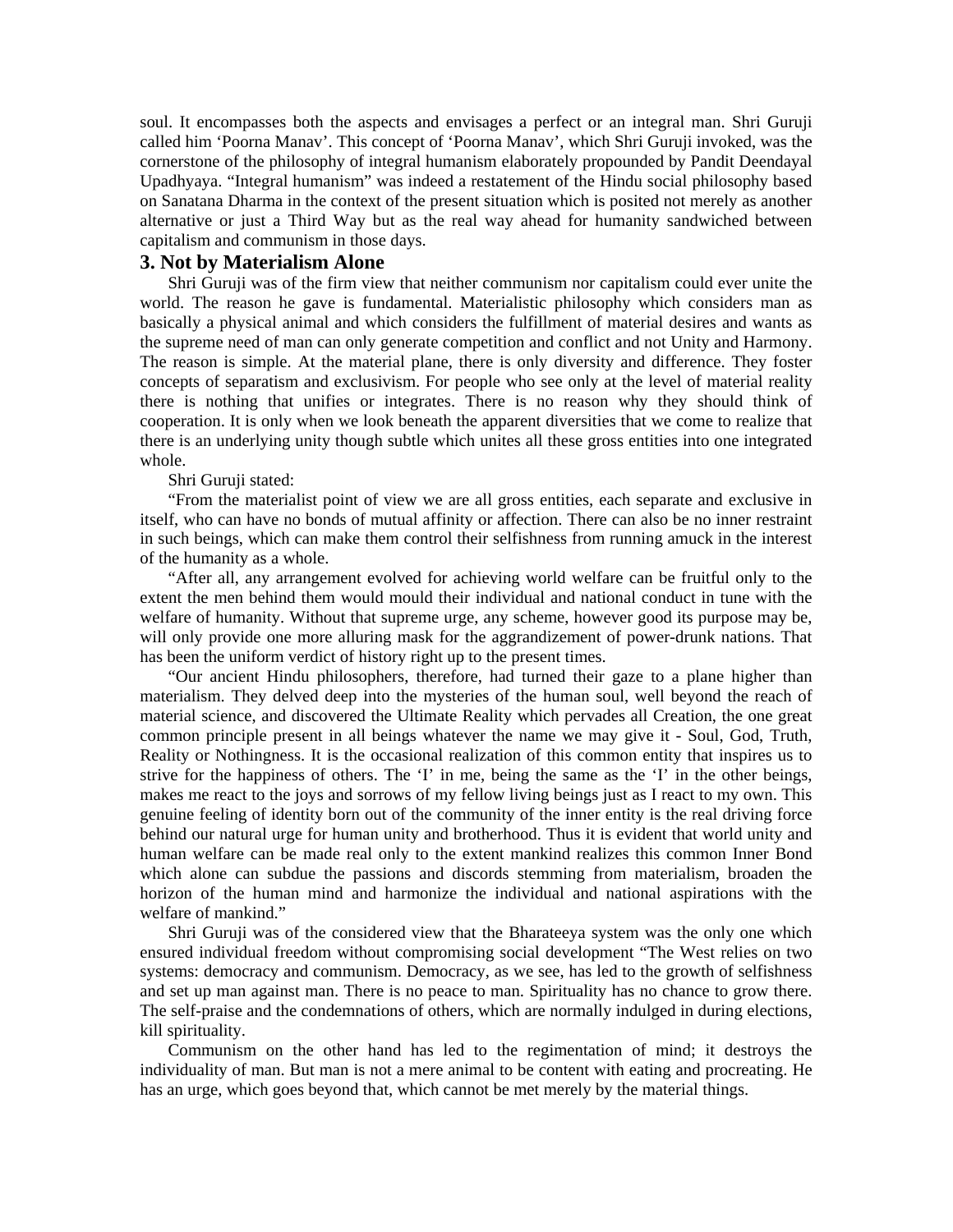soul. It encompasses both the aspects and envisages a perfect or an integral man. Shri Guruji called him 'Poorna Manav'. This concept of 'Poorna Manav', which Shri Guruji invoked, was the cornerstone of the philosophy of integral humanism elaborately propounded by Pandit Deendayal Upadhyaya. "Integral humanism" was indeed a restatement of the Hindu social philosophy based on Sanatana Dharma in the context of the present situation which is posited not merely as another alternative or just a Third Way but as the real way ahead for humanity sandwiched between capitalism and communism in those days.

### 3. Not by Materialism Alone

Shri Guruji was of the firm view that neither communism nor capitalism could ever unite the world. The reason he gave is fundamental. Materialistic philosophy which considers man as basically a physical animal and which considers the fulfillment of material desires and wants as the supreme need of man can only generate competition and conflict and not Unity and Harmony. The reason is simple. At the material plane, there is only diversity and difference. They foster concepts of separatism and exclusivism. For people who see only at the level of material reality there is nothing that unifies or integrates. There is no reason why they should think of cooperation. It is only when we look beneath the apparent diversities that we come to realize that there is an underlying unity though subtle which unites all these gross entities into one integrated whole.

Shri Guruji stated:

"From the materialist point of view we are all gross entities, each separate and exclusive in itself, who can have no bonds of mutual affinity or affection. There can also be no inner restraint in such beings, which can make them control their selfishness from running amuck in the interest of the humanity as a whole.

"After all, any arrangement evolved for achieving world welfare can be fruitful only to the extent the men behind them would mould their individual and national conduct in tune with the welfare of humanity. Without that supreme urge, any scheme, however good its purpose may be, will only provide one more alluring mask for the aggrandizement of power-drunk nations. That has been the uniform verdict of history right up to the present times.

"Our ancient Hindu philosophers, therefore, had turned their gaze to a plane higher than materialism. They delved deep into the mysteries of the human soul, well beyond the reach of material science, and discovered the Ultimate Reality which pervades all Creation, the one great common principle present in all beings whatever the name we may give it - Soul, God, Truth, Reality or Nothingness. It is the occasional realization of this common entity that inspires us to strive for the happiness of others. The 'I' in me, being the same as the 'I' in the other beings, makes me react to the joys and sorrows of my fellow living beings just as I react to my own. This genuine feeling of identity born out of the community of the inner entity is the real driving force behind our natural urge for human unity and brotherhood. Thus it is evident that world unity and human welfare can be made real only to the extent mankind realizes this common Inner Bond which alone can subdue the passions and discords stemming from materialism, broaden the horizon of the human mind and harmonize the individual and national aspirations with the welfare of mankind."

Shri Guruji was of the considered view that the Bharateeya system was the only one which ensured individual freedom without compromising social development "The West relies on two systems: democracy and communism. Democracy, as we see, has led to the growth of selfishness and set up man against man. There is no peace to man. Spirituality has no chance to grow there. The self-praise and the condemnations of others, which are normally indulged in during elections, kill spirituality.

Communism on the other hand has led to the regimentation of mind; it destroys the individuality of man. But man is not a mere animal to be content with eating and procreating. He has an urge, which goes beyond that, which cannot be met merely by the material things.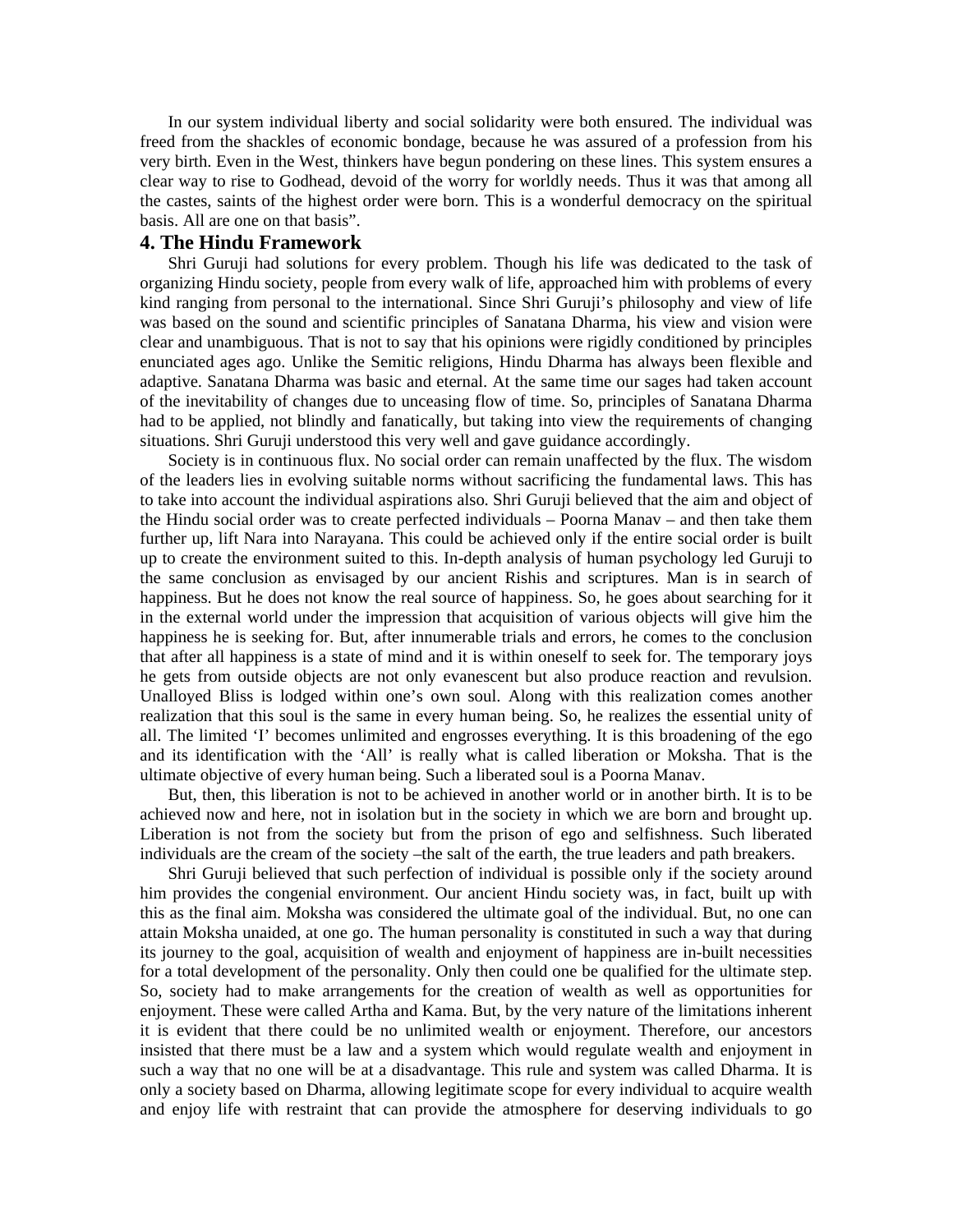In our system individual liberty and social solidarity were both ensured. The individual was freed from the shackles of economic bondage, because he was assured of a profession from his very birth. Even in the West, thinkers have begun pondering on these lines. This system ensures a clear way to rise to Godhead, devoid of the worry for worldly needs. Thus it was that among all the castes, saints of the highest order were born. This is a wonderful democracy on the spiritual basis. All are one on that basis".

## 4. The Hindu Framework

Shri Guruji had solutions for every problem. Though his life was dedicated to the task of organizing Hindu society, people from every walk of life, approached him with problems of every kind ranging from personal to the international. Since Shri Guruji's philosophy and view of life was based on the sound and scientific principles of Sanatana Dharma, his view and vision were clear and unambiguous. That is not to say that his opinions were rigidly conditioned by principles enunciated ages ago. Unlike the Semitic religions, Hindu Dharma has always been flexible and adaptive. Sanatana Dharma was basic and eternal. At the same time our sages had taken account of the inevitability of changes due to unceasing flow of time. So, principles of Sanatana Dharma had to be applied, not blindly and fanatically, but taking into view the requirements of changing situations. Shri Guruji understood this very well and gave guidance accordingly.

Society is in continuous flux. No social order can remain unaffected by the flux. The wisdom of the leaders lies in evolving suitable norms without sacrificing the fundamental laws. This has to take into account the individual aspirations also. Shri Guruji believed that the aim and object of the Hindu social order was to create perfected individuals – Poorna Manav – and then take them further up, lift Nara into Narayana. This could be achieved only if the entire social order is built up to create the environment suited to this. In-depth analysis of human psychology led Guruji to the same conclusion as envisaged by our ancient Rishis and scriptures. Man is in search of happiness. But he does not know the real source of happiness. So, he goes about searching for it in the external world under the impression that acquisition of various objects will give him the happiness he is seeking for. But, after innumerable trials and errors, he comes to the conclusion that after all happiness is a state of mind and it is within oneself to seek for. The temporary joys he gets from outside objects are not only evanescent but also produce reaction and revulsion. Unalloyed Bliss is lodged within one's own soul. Along with this realization comes another realization that this soul is the same in every human being. So, he realizes the essential unity of all. The limited 'I' becomes unlimited and engrosses everything. It is this broadening of the ego and its identification with the 'All' is really what is called liberation or Moksha. That is the ultimate objective of every human being. Such a liberated soul is a Poorna Manav.

But, then, this liberation is not to be achieved in another world or in another birth. It is to be achieved now and here, not in isolation but in the society in which we are born and brought up. Liberation is not from the society but from the prison of ego and selfishness. Such liberated individuals are the cream of the society –the salt of the earth, the true leaders and path breakers.

Shri Guruji believed that such perfection of individual is possible only if the society around him provides the congenial environment. Our ancient Hindu society was, in fact, built up with this as the final aim. Moksha was considered the ultimate goal of the individual. But, no one can attain Moksha unaided, at one go. The human personality is constituted in such a way that during its journey to the goal, acquisition of wealth and enjoyment of happiness are in-built necessities for a total development of the personality. Only then could one be qualified for the ultimate step. So, society had to make arrangements for the creation of wealth as well as opportunities for enjoyment. These were called Artha and Kama. But, by the very nature of the limitations inherent it is evident that there could be no unlimited wealth or enjoyment. Therefore, our ancestors insisted that there must be a law and a system which would regulate wealth and enjoyment in such a way that no one will be at a disadvantage. This rule and system was called Dharma. It is only a society based on Dharma, allowing legitimate scope for every individual to acquire wealth and enjoy life with restraint that can provide the atmosphere for deserving individuals to go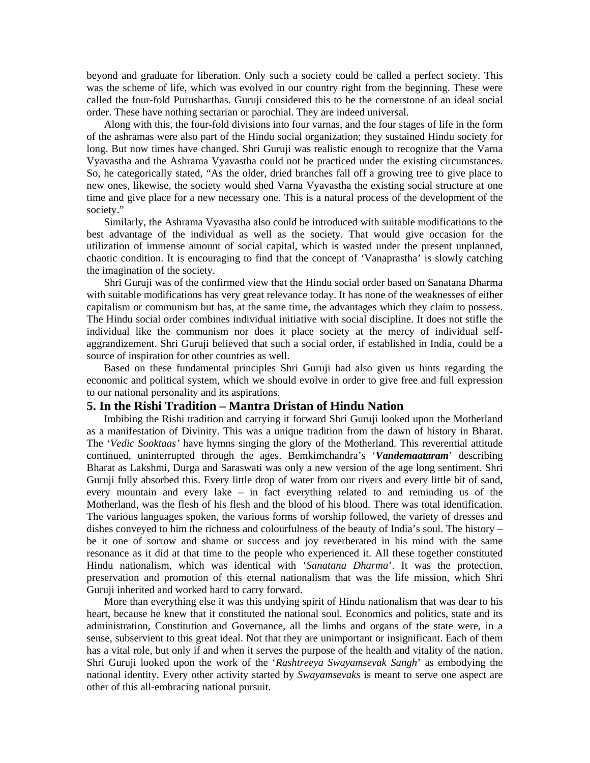beyond and graduate for liberation. Only such a society could be called a perfect society. This was the scheme of life, which was evolved in our country right from the beginning. These were called the four-fold Purusharthas. Guruji considered this to be the cornerstone of an ideal social order. These have nothing sectarian or parochial. They are indeed universal.

Along with this, the four-fold divisions into four varnas, and the four stages of life in the form of the ashramas were also part of the Hindu social organization; they sustained Hindu society for long. But now times have changed. Shri Guruji was realistic enough to recognize that the Varna Vyavastha and the Ashrama Vyavastha could not be practiced under the existing circumstances. So, he categorically stated, "As the older, dried branches fall off a growing tree to give place to new ones, likewise, the society would shed Varna Vyavastha the existing social structure at one time and give place for a new necessary one. This is a natural process of the development of the society."

Similarly, the Ashrama Vyavastha also could be introduced with suitable modifications to the best advantage of the individual as well as the society. That would give occasion for the utilization of immense amount of social capital, which is wasted under the present unplanned, chaotic condition. It is encouraging to find that the concept of 'Vanaprastha' is slowly catching the imagination of the society.

Shri Guruji was of the confirmed view that the Hindu social order based on Sanatana Dharma with suitable modifications has very great relevance today. It has none of the weaknesses of either capitalism or communism but has, at the same time, the advantages which they claim to possess. The Hindu social order combines individual initiative with social discipline. It does not stifle the individual like the communism nor does it place society at the mercy of individual self-aggrandizement. Shri Guruji believed that such a social order, if established in India, could be a source of inspiration for other countries as well.

Based on these fundamental principles Shri Guruji had also given us hints regarding the economic and political system, which we should evolve in order to give free and full expression to our national personality and its aspirations.

## 5. In the Rishi Tradition – Mantra Dristan of Hindu Nation

Imbibing the Rishi tradition and carrying it forward Shri Guruji looked upon the Motherland as a manifestation of Divinity. This was a unique tradition from the dawn of history in Bharat. The '*Vedic Sooktaas'* have hymns singing the glory of the Motherland. This reverential attitude continued, uninterrupted through the ages. Bemkimchandra's '***Vandemaataram***' describing Bharat as Lakshmi, Durga and Saraswati was only a new version of the age long sentiment. Shri Guruji fully absorbed this. Every little drop of water from our rivers and every little bit of sand, every mountain and every lake – in fact everything related to and reminding us of the Motherland, was the flesh of his flesh and the blood of his blood. There was total identification. The various languages spoken, the various forms of worship followed, the variety of dresses and dishes conveyed to him the richness and colourfulness of the beauty of India's soul. The history – be it one of sorrow and shame or success and joy reverberated in his mind with the same resonance as it did at that time to the people who experienced it. All these together constituted Hindu nationalism, which was identical with '*Sanatana Dharma*'. It was the protection, preservation and promotion of this eternal nationalism that was the life mission, which Shri Guruji inherited and worked hard to carry forward.

More than everything else it was this undying spirit of Hindu nationalism that was dear to his heart, because he knew that it constituted the national soul. Economics and politics, state and its administration, Constitution and Governance, all the limbs and organs of the state were, in a sense, subservient to this great ideal. Not that they are unimportant or insignificant. Each of them has a vital role, but only if and when it serves the purpose of the health and vitality of the nation. Shri Guruji looked upon the work of the '*Rashtreeya Swayamsevak Sangh*' as embodying the national identity. Every other activity started by *Swayamsevaks* is meant to serve one aspect are other of this all-embracing national pursuit.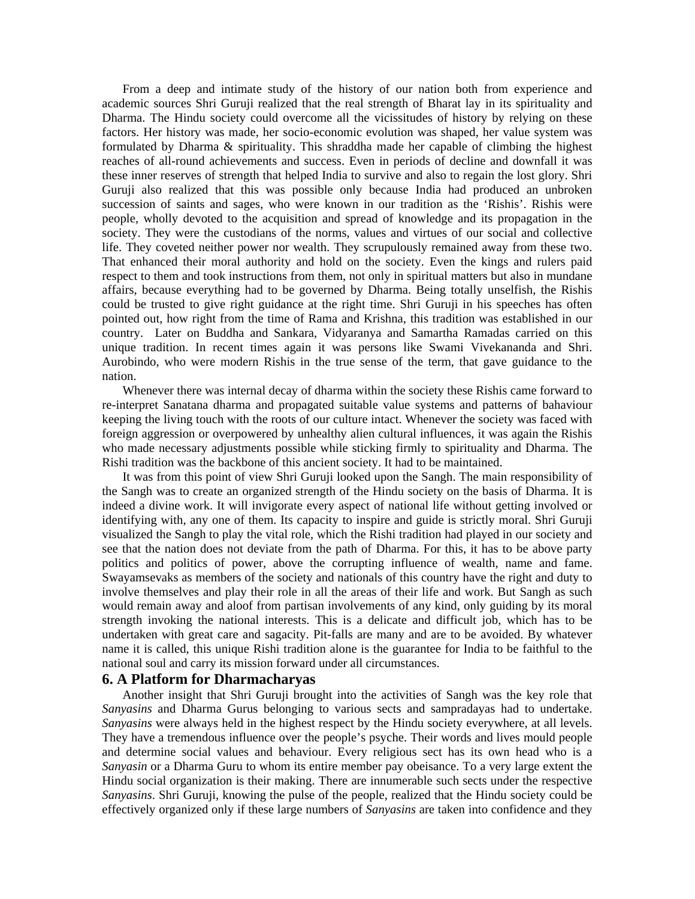From a deep and intimate study of the history of our nation both from experience and academic sources Shri Guruji realized that the real strength of Bharat lay in its spirituality and Dharma. The Hindu society could overcome all the vicissitudes of history by relying on these factors. Her history was made, her socio-economic evolution was shaped, her value system was formulated by Dharma & spirituality. This shraddha made her capable of climbing the highest reaches of all-round achievements and success. Even in periods of decline and downfall it was these inner reserves of strength that helped India to survive and also to regain the lost glory. Shri Guruji also realized that this was possible only because India had produced an unbroken succession of saints and sages, who were known in our tradition as the 'Rishis'. Rishis were people, wholly devoted to the acquisition and spread of knowledge and its propagation in the society. They were the custodians of the norms, values and virtues of our social and collective life. They coveted neither power nor wealth. They scrupulously remained away from these two. That enhanced their moral authority and hold on the society. Even the kings and rulers paid respect to them and took instructions from them, not only in spiritual matters but also in mundane affairs, because everything had to be governed by Dharma. Being totally unselfish, the Rishis could be trusted to give right guidance at the right time. Shri Guruji in his speeches has often pointed out, how right from the time of Rama and Krishna, this tradition was established in our country. Later on Buddha and Sankara, Vidyaranya and Samartha Ramadas carried on this unique tradition. In recent times again it was persons like Swami Vivekananda and Shri. Aurobindo, who were modern Rishis in the true sense of the term, that gave guidance to the nation.

Whenever there was internal decay of dharma within the society these Rishis came forward to re-interpret Sanatana dharma and propagated suitable value systems and patterns of bahaviour keeping the living touch with the roots of our culture intact. Whenever the society was faced with foreign aggression or overpowered by unhealthy alien cultural influences, it was again the Rishis who made necessary adjustments possible while sticking firmly to spirituality and Dharma. The Rishi tradition was the backbone of this ancient society. It had to be maintained.

It was from this point of view Shri Guruji looked upon the Sangh. The main responsibility of the Sangh was to create an organized strength of the Hindu society on the basis of Dharma. It is indeed a divine work. It will invigorate every aspect of national life without getting involved or identifying with, any one of them. Its capacity to inspire and guide is strictly moral. Shri Guruji visualized the Sangh to play the vital role, which the Rishi tradition had played in our society and see that the nation does not deviate from the path of Dharma. For this, it has to be above party politics and politics of power, above the corrupting influence of wealth, name and fame. Swayamsevaks as members of the society and nationals of this country have the right and duty to involve themselves and play their role in all the areas of their life and work. But Sangh as such would remain away and aloof from partisan involvements of any kind, only guiding by its moral strength invoking the national interests. This is a delicate and difficult job, which has to be undertaken with great care and sagacity. Pit-falls are many and are to be avoided. By whatever name it is called, this unique Rishi tradition alone is the guarantee for India to be faithful to the national soul and carry its mission forward under all circumstances.

## 6. A Platform for Dharmacharyas

Another insight that Shri Guruji brought into the activities of Sangh was the key role that *Sanyasins* and Dharma Gurus belonging to various sects and sampradayas had to undertake. *Sanyasins* were always held in the highest respect by the Hindu society everywhere, at all levels. They have a tremendous influence over the people's psyche. Their words and lives mould people and determine social values and behaviour. Every religious sect has its own head who is a *Sanyasin* or a Dharma Guru to whom its entire member pay obeisance. To a very large extent the Hindu social organization is their making. There are innumerable such sects under the respective *Sanyasins*. Shri Guruji, knowing the pulse of the people, realized that the Hindu society could be effectively organized only if these large numbers of *Sanyasins* are taken into confidence and they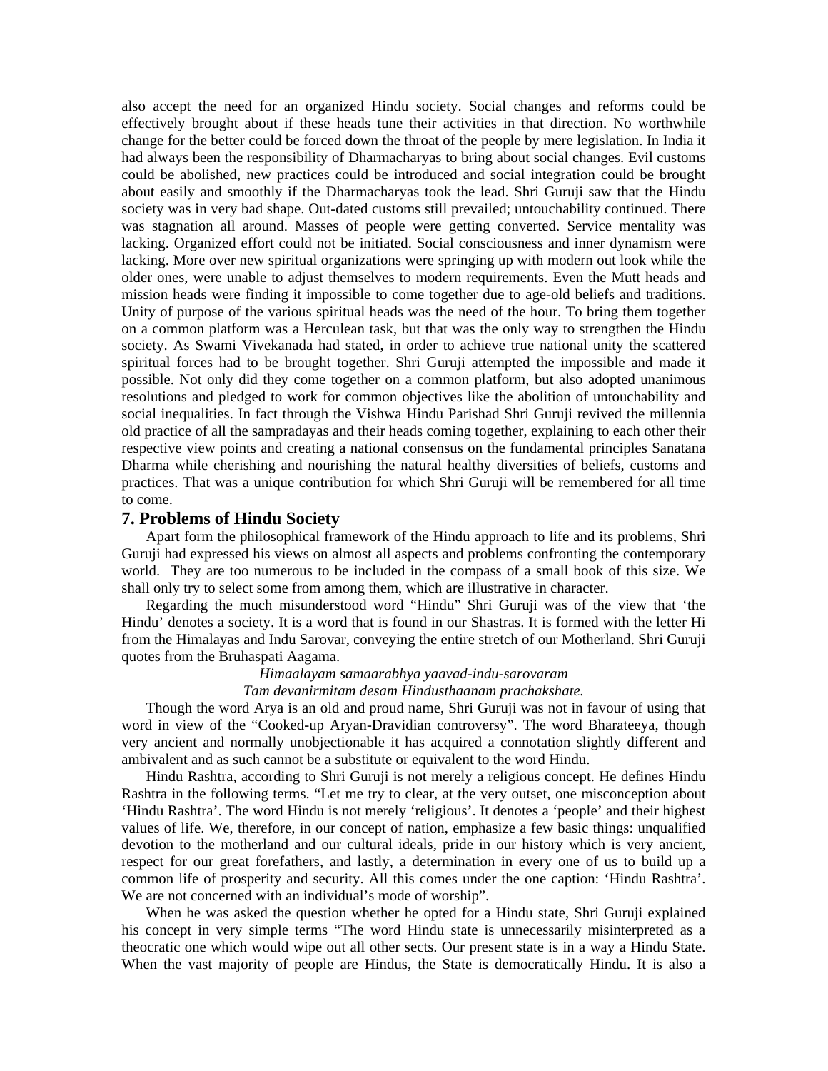also accept the need for an organized Hindu society. Social changes and reforms could be effectively brought about if these heads tune their activities in that direction. No worthwhile change for the better could be forced down the throat of the people by mere legislation. In India it had always been the responsibility of Dharmacharyas to bring about social changes. Evil customs could be abolished, new practices could be introduced and social integration could be brought about easily and smoothly if the Dharmacharyas took the lead. Shri Guruji saw that the Hindu society was in very bad shape. Out-dated customs still prevailed; untouchability continued. There was stagnation all around. Masses of people were getting converted. Service mentality was lacking. Organized effort could not be initiated. Social consciousness and inner dynamism were lacking. More over new spiritual organizations were springing up with modern out look while the older ones, were unable to adjust themselves to modern requirements. Even the Mutt heads and mission heads were finding it impossible to come together due to age-old beliefs and traditions. Unity of purpose of the various spiritual heads was the need of the hour. To bring them together on a common platform was a Herculean task, but that was the only way to strengthen the Hindu society. As Swami Vivekanada had stated, in order to achieve true national unity the scattered spiritual forces had to be brought together. Shri Guruji attempted the impossible and made it possible. Not only did they come together on a common platform, but also adopted unanimous resolutions and pledged to work for common objectives like the abolition of untouchability and social inequalities. In fact through the Vishwa Hindu Parishad Shri Guruji revived the millennia old practice of all the sampradayas and their heads coming together, explaining to each other their respective view points and creating a national consensus on the fundamental principles Sanatana Dharma while cherishing and nourishing the natural healthy diversities of beliefs, customs and practices. That was a unique contribution for which Shri Guruji will be remembered for all time to come.

## 7. Problems of Hindu Society

Apart form the philosophical framework of the Hindu approach to life and its problems, Shri Guruji had expressed his views on almost all aspects and problems confronting the contemporary world. They are too numerous to be included in the compass of a small book of this size. We shall only try to select some from among them, which are illustrative in character.

Regarding the much misunderstood word "Hindu" Shri Guruji was of the view that 'the Hindu' denotes a society. It is a word that is found in our Shastras. It is formed with the letter Hi from the Himalayas and Indu Sarovar, conveying the entire stretch of our Motherland. Shri Guruji quotes from the Bruhaspati Aagama.

*Himaalayam samaarabhya yaavad-indu-sarovaram*
*Tam devanirmitam desam Hindusthaanam prachakshate.*

Though the word Arya is an old and proud name, Shri Guruji was not in favour of using that word in view of the "Cooked-up Aryan-Dravidian controversy". The word Bharateeya, though very ancient and normally unobjectionable it has acquired a connotation slightly different and ambivalent and as such cannot be a substitute or equivalent to the word Hindu.

Hindu Rashtra, according to Shri Guruji is not merely a religious concept. He defines Hindu Rashtra in the following terms. "Let me try to clear, at the very outset, one misconception about 'Hindu Rashtra'. The word Hindu is not merely 'religious'. It denotes a 'people' and their highest values of life. We, therefore, in our concept of nation, emphasize a few basic things: unqualified devotion to the motherland and our cultural ideals, pride in our history which is very ancient, respect for our great forefathers, and lastly, a determination in every one of us to build up a common life of prosperity and security. All this comes under the one caption: 'Hindu Rashtra'. We are not concerned with an individual's mode of worship".

When he was asked the question whether he opted for a Hindu state, Shri Guruji explained his concept in very simple terms "The word Hindu state is unnecessarily misinterpreted as a theocratic one which would wipe out all other sects. Our present state is in a way a Hindu State. When the vast majority of people are Hindus, the State is democratically Hindu. It is also a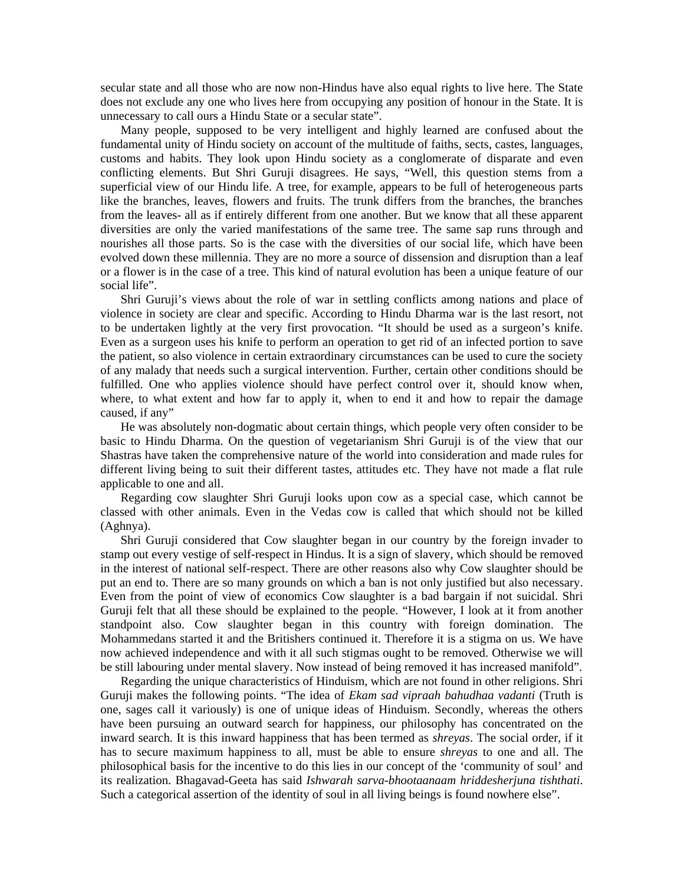secular state and all those who are now non-Hindus have also equal rights to live here. The State does not exclude any one who lives here from occupying any position of honour in the State. It is unnecessary to call ours a Hindu State or a secular state".

Many people, supposed to be very intelligent and highly learned are confused about the fundamental unity of Hindu society on account of the multitude of faiths, sects, castes, languages, customs and habits. They look upon Hindu society as a conglomerate of disparate and even conflicting elements. But Shri Guruji disagrees. He says, "Well, this question stems from a superficial view of our Hindu life. A tree, for example, appears to be full of heterogeneous parts like the branches, leaves, flowers and fruits. The trunk differs from the branches, the branches from the leaves- all as if entirely different from one another. But we know that all these apparent diversities are only the varied manifestations of the same tree. The same sap runs through and nourishes all those parts. So is the case with the diversities of our social life, which have been evolved down these millennia. They are no more a source of dissension and disruption than a leaf or a flower is in the case of a tree. This kind of natural evolution has been a unique feature of our social life".

Shri Guruji's views about the role of war in settling conflicts among nations and place of violence in society are clear and specific. According to Hindu Dharma war is the last resort, not to be undertaken lightly at the very first provocation. "It should be used as a surgeon's knife. Even as a surgeon uses his knife to perform an operation to get rid of an infected portion to save the patient, so also violence in certain extraordinary circumstances can be used to cure the society of any malady that needs such a surgical intervention. Further, certain other conditions should be fulfilled. One who applies violence should have perfect control over it, should know when, where, to what extent and how far to apply it, when to end it and how to repair the damage caused, if any"

He was absolutely non-dogmatic about certain things, which people very often consider to be basic to Hindu Dharma. On the question of vegetarianism Shri Guruji is of the view that our Shastras have taken the comprehensive nature of the world into consideration and made rules for different living being to suit their different tastes, attitudes etc. They have not made a flat rule applicable to one and all.

Regarding cow slaughter Shri Guruji looks upon cow as a special case, which cannot be classed with other animals. Even in the Vedas cow is called that which should not be killed (Aghnya).

Shri Guruji considered that Cow slaughter began in our country by the foreign invader to stamp out every vestige of self-respect in Hindus. It is a sign of slavery, which should be removed in the interest of national self-respect. There are other reasons also why Cow slaughter should be put an end to. There are so many grounds on which a ban is not only justified but also necessary. Even from the point of view of economics Cow slaughter is a bad bargain if not suicidal. Shri Guruji felt that all these should be explained to the people. "However, I look at it from another standpoint also. Cow slaughter began in this country with foreign domination. The Mohammedans started it and the Britishers continued it. Therefore it is a stigma on us. We have now achieved independence and with it all such stigmas ought to be removed. Otherwise we will be still labouring under mental slavery. Now instead of being removed it has increased manifold".

Regarding the unique characteristics of Hinduism, which are not found in other religions. Shri Guruji makes the following points. "The idea of *Ekam sad vipraah bahudhaa vadanti* (Truth is one, sages call it variously) is one of unique ideas of Hinduism. Secondly, whereas the others have been pursuing an outward search for happiness, our philosophy has concentrated on the inward search. It is this inward happiness that has been termed as *shreyas*. The social order, if it has to secure maximum happiness to all, must be able to ensure *shreyas* to one and all. The philosophical basis for the incentive to do this lies in our concept of the 'community of soul' and its realization. Bhagavad-Geeta has said *Ishwarah sarva-bhootaanaam hriddesherjuna tishthati*. Such a categorical assertion of the identity of soul in all living beings is found nowhere else".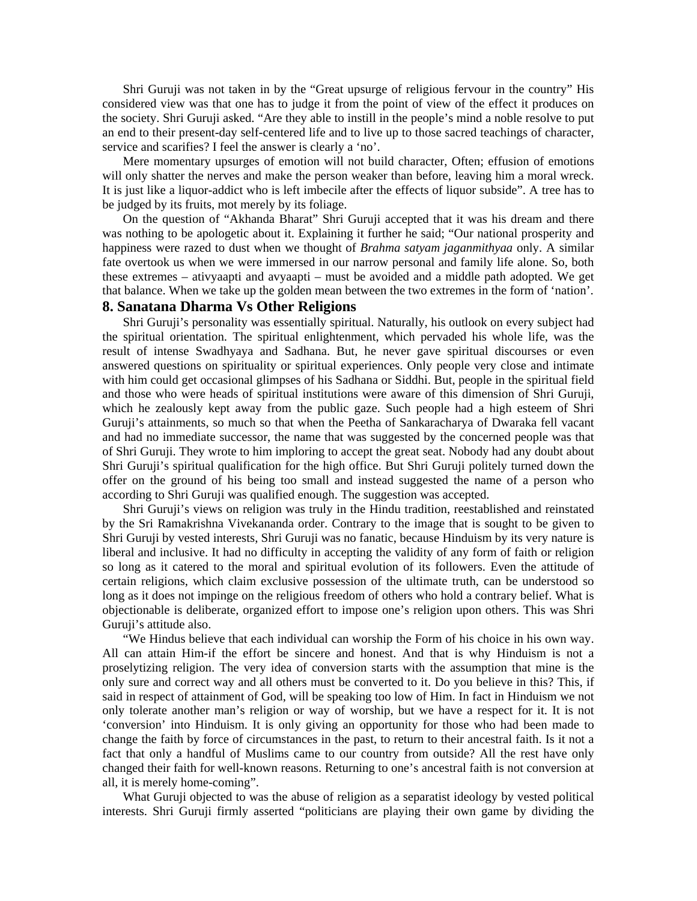Shri Guruji was not taken in by the "Great upsurge of religious fervour in the country" His considered view was that one has to judge it from the point of view of the effect it produces on the society. Shri Guruji asked. "Are they able to instill in the people's mind a noble resolve to put an end to their present-day self-centered life and to live up to those sacred teachings of character, service and scarifies? I feel the answer is clearly a 'no'.

Mere momentary upsurges of emotion will not build character, Often; effusion of emotions will only shatter the nerves and make the person weaker than before, leaving him a moral wreck. It is just like a liquor-addict who is left imbecile after the effects of liquor subside". A tree has to be judged by its fruits, mot merely by its foliage.

On the question of "Akhanda Bharat" Shri Guruji accepted that it was his dream and there was nothing to be apologetic about it. Explaining it further he said; "Our national prosperity and happiness were razed to dust when we thought of *Brahma satyam jaganmithyaa* only. A similar fate overtook us when we were immersed in our narrow personal and family life alone. So, both these extremes – ativyaapti and avyaapti – must be avoided and a middle path adopted. We get that balance. When we take up the golden mean between the two extremes in the form of 'nation'.

## 8. Sanatana Dharma Vs Other Religions

Shri Guruji's personality was essentially spiritual. Naturally, his outlook on every subject had the spiritual orientation. The spiritual enlightenment, which pervaded his whole life, was the result of intense Swadhyaya and Sadhana. But, he never gave spiritual discourses or even answered questions on spirituality or spiritual experiences. Only people very close and intimate with him could get occasional glimpses of his Sadhana or Siddhi. But, people in the spiritual field and those who were heads of spiritual institutions were aware of this dimension of Shri Guruji, which he zealously kept away from the public gaze. Such people had a high esteem of Shri Guruji's attainments, so much so that when the Peetha of Sankaracharya of Dwaraka fell vacant and had no immediate successor, the name that was suggested by the concerned people was that of Shri Guruji. They wrote to him imploring to accept the great seat. Nobody had any doubt about Shri Guruji's spiritual qualification for the high office. But Shri Guruji politely turned down the offer on the ground of his being too small and instead suggested the name of a person who according to Shri Guruji was qualified enough. The suggestion was accepted.

Shri Guruji's views on religion was truly in the Hindu tradition, reestablished and reinstated by the Sri Ramakrishna Vivekananda order. Contrary to the image that is sought to be given to Shri Guruji by vested interests, Shri Guruji was no fanatic, because Hinduism by its very nature is liberal and inclusive. It had no difficulty in accepting the validity of any form of faith or religion so long as it catered to the moral and spiritual evolution of its followers. Even the attitude of certain religions, which claim exclusive possession of the ultimate truth, can be understood so long as it does not impinge on the religious freedom of others who hold a contrary belief. What is objectionable is deliberate, organized effort to impose one's religion upon others. This was Shri Guruji's attitude also.

"We Hindus believe that each individual can worship the Form of his choice in his own way. All can attain Him-if the effort be sincere and honest. And that is why Hinduism is not a proselytizing religion. The very idea of conversion starts with the assumption that mine is the only sure and correct way and all others must be converted to it. Do you believe in this? This, if said in respect of attainment of God, will be speaking too low of Him. In fact in Hinduism we not only tolerate another man's religion or way of worship, but we have a respect for it. It is not 'conversion' into Hinduism. It is only giving an opportunity for those who had been made to change the faith by force of circumstances in the past, to return to their ancestral faith. Is it not a fact that only a handful of Muslims came to our country from outside? All the rest have only changed their faith for well-known reasons. Returning to one's ancestral faith is not conversion at all, it is merely home-coming".

What Guruji objected to was the abuse of religion as a separatist ideology by vested political interests. Shri Guruji firmly asserted "politicians are playing their own game by dividing the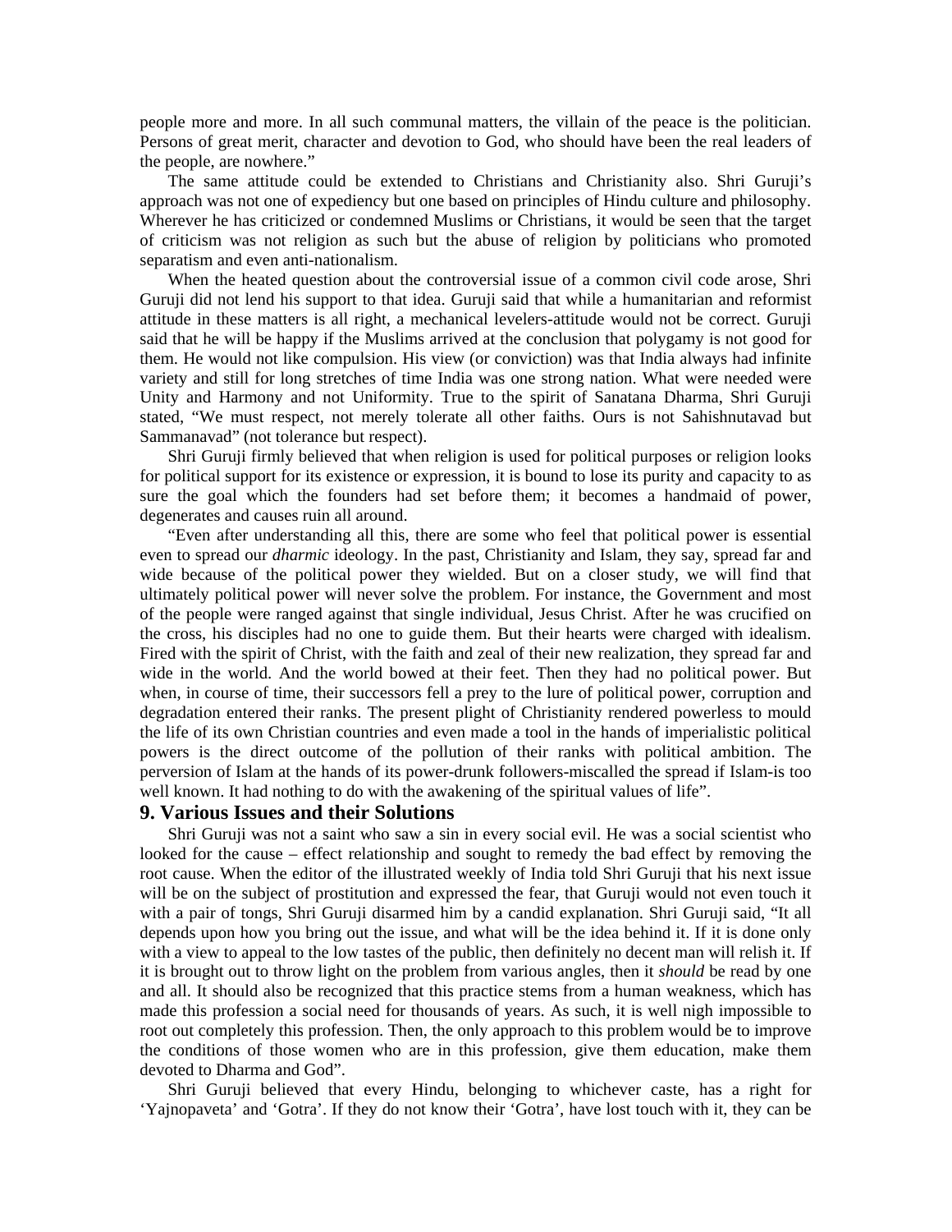people more and more. In all such communal matters, the villain of the peace is the politician. Persons of great merit, character and devotion to God, who should have been the real leaders of the people, are nowhere."

The same attitude could be extended to Christians and Christianity also. Shri Guruji's approach was not one of expediency but one based on principles of Hindu culture and philosophy. Wherever he has criticized or condemned Muslims or Christians, it would be seen that the target of criticism was not religion as such but the abuse of religion by politicians who promoted separatism and even anti-nationalism.

When the heated question about the controversial issue of a common civil code arose, Shri Guruji did not lend his support to that idea. Guruji said that while a humanitarian and reformist attitude in these matters is all right, a mechanical levelers-attitude would not be correct. Guruji said that he will be happy if the Muslims arrived at the conclusion that polygamy is not good for them. He would not like compulsion. His view (or conviction) was that India always had infinite variety and still for long stretches of time India was one strong nation. What were needed were Unity and Harmony and not Uniformity. True to the spirit of Sanatana Dharma, Shri Guruji stated, "We must respect, not merely tolerate all other faiths. Ours is not Sahishnutavad but Sammanavad" (not tolerance but respect).

Shri Guruji firmly believed that when religion is used for political purposes or religion looks for political support for its existence or expression, it is bound to lose its purity and capacity to as sure the goal which the founders had set before them; it becomes a handmaid of power, degenerates and causes ruin all around.

"Even after understanding all this, there are some who feel that political power is essential even to spread our *dharmic* ideology. In the past, Christianity and Islam, they say, spread far and wide because of the political power they wielded. But on a closer study, we will find that ultimately political power will never solve the problem. For instance, the Government and most of the people were ranged against that single individual, Jesus Christ. After he was crucified on the cross, his disciples had no one to guide them. But their hearts were charged with idealism. Fired with the spirit of Christ, with the faith and zeal of their new realization, they spread far and wide in the world. And the world bowed at their feet. Then they had no political power. But when, in course of time, their successors fell a prey to the lure of political power, corruption and degradation entered their ranks. The present plight of Christianity rendered powerless to mould the life of its own Christian countries and even made a tool in the hands of imperialistic political powers is the direct outcome of the pollution of their ranks with political ambition. The perversion of Islam at the hands of its power-drunk followers-miscalled the spread if Islam-is too well known. It had nothing to do with the awakening of the spiritual values of life".

## 9. Various Issues and their Solutions

Shri Guruji was not a saint who saw a sin in every social evil. He was a social scientist who looked for the cause – effect relationship and sought to remedy the bad effect by removing the root cause. When the editor of the illustrated weekly of India told Shri Guruji that his next issue will be on the subject of prostitution and expressed the fear, that Guruji would not even touch it with a pair of tongs, Shri Guruji disarmed him by a candid explanation. Shri Guruji said, "It all depends upon how you bring out the issue, and what will be the idea behind it. If it is done only with a view to appeal to the low tastes of the public, then definitely no decent man will relish it. If it is brought out to throw light on the problem from various angles, then it *should* be read by one and all. It should also be recognized that this practice stems from a human weakness, which has made this profession a social need for thousands of years. As such, it is well nigh impossible to root out completely this profession. Then, the only approach to this problem would be to improve the conditions of those women who are in this profession, give them education, make them devoted to Dharma and God".

Shri Guruji believed that every Hindu, belonging to whichever caste, has a right for 'Yajnopaveta' and 'Gotra'. If they do not know their 'Gotra', have lost touch with it, they can be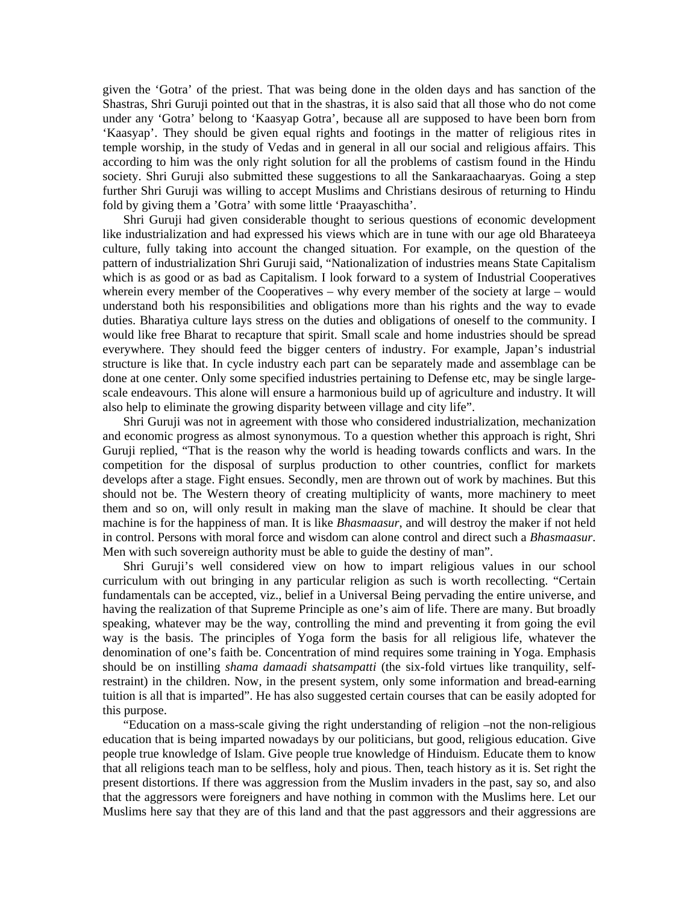given the 'Gotra' of the priest. That was being done in the olden days and has sanction of the Shastras, Shri Guruji pointed out that in the shastras, it is also said that all those who do not come under any 'Gotra' belong to 'Kaasyap Gotra', because all are supposed to have been born from 'Kaasyap'. They should be given equal rights and footings in the matter of religious rites in temple worship, in the study of Vedas and in general in all our social and religious affairs. This according to him was the only right solution for all the problems of castism found in the Hindu society. Shri Guruji also submitted these suggestions to all the Sankaraachaaryas. Going a step further Shri Guruji was willing to accept Muslims and Christians desirous of returning to Hindu fold by giving them a 'Gotra' with some little 'Praayaschitha'.

Shri Guruji had given considerable thought to serious questions of economic development like industrialization and had expressed his views which are in tune with our age old Bharateeya culture, fully taking into account the changed situation. For example, on the question of the pattern of industrialization Shri Guruji said, "Nationalization of industries means State Capitalism which is as good or as bad as Capitalism. I look forward to a system of Industrial Cooperatives wherein every member of the Cooperatives – why every member of the society at large – would understand both his responsibilities and obligations more than his rights and the way to evade duties. Bharatiya culture lays stress on the duties and obligations of oneself to the community. I would like free Bharat to recapture that spirit. Small scale and home industries should be spread everywhere. They should feed the bigger centers of industry. For example, Japan's industrial structure is like that. In cycle industry each part can be separately made and assemblage can be done at one center. Only some specified industries pertaining to Defense etc, may be single large-scale endeavours. This alone will ensure a harmonious build up of agriculture and industry. It will also help to eliminate the growing disparity between village and city life".

Shri Guruji was not in agreement with those who considered industrialization, mechanization and economic progress as almost synonymous. To a question whether this approach is right, Shri Guruji replied, "That is the reason why the world is heading towards conflicts and wars. In the competition for the disposal of surplus production to other countries, conflict for markets develops after a stage. Fight ensues. Secondly, men are thrown out of work by machines. But this should not be. The Western theory of creating multiplicity of wants, more machinery to meet them and so on, will only result in making man the slave of machine. It should be clear that machine is for the happiness of man. It is like *Bhasmaasur*, and will destroy the maker if not held in control. Persons with moral force and wisdom can alone control and direct such a *Bhasmaasur*. Men with such sovereign authority must be able to guide the destiny of man".

Shri Guruji's well considered view on how to impart religious values in our school curriculum with out bringing in any particular religion as such is worth recollecting. "Certain fundamentals can be accepted, viz., belief in a Universal Being pervading the entire universe, and having the realization of that Supreme Principle as one's aim of life. There are many. But broadly speaking, whatever may be the way, controlling the mind and preventing it from going the evil way is the basis. The principles of Yoga form the basis for all religious life, whatever the denomination of one's faith be. Concentration of mind requires some training in Yoga. Emphasis should be on instilling *shama damaadi shatsampatti* (the six-fold virtues like tranquility, self-restraint) in the children. Now, in the present system, only some information and bread-earning tuition is all that is imparted". He has also suggested certain courses that can be easily adopted for this purpose.

"Education on a mass-scale giving the right understanding of religion –not the non-religious education that is being imparted nowadays by our politicians, but good, religious education. Give people true knowledge of Islam. Give people true knowledge of Hinduism. Educate them to know that all religions teach man to be selfless, holy and pious. Then, teach history as it is. Set right the present distortions. If there was aggression from the Muslim invaders in the past, say so, and also that the aggressors were foreigners and have nothing in common with the Muslims here. Let our Muslims here say that they are of this land and that the past aggressors and their aggressions are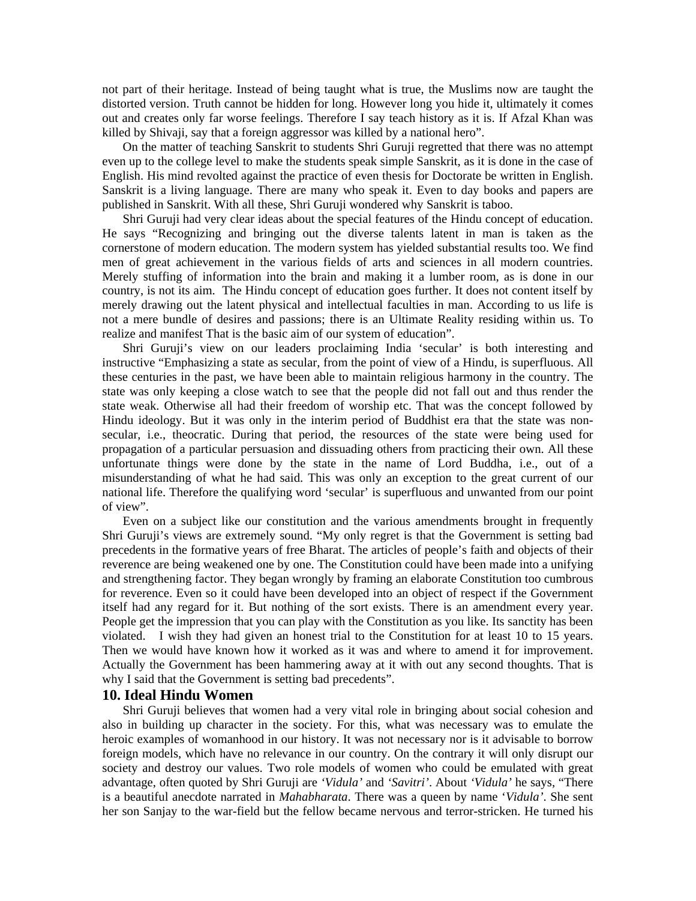not part of their heritage. Instead of being taught what is true, the Muslims now are taught the distorted version. Truth cannot be hidden for long. However long you hide it, ultimately it comes out and creates only far worse feelings. Therefore I say teach history as it is. If Afzal Khan was killed by Shivaji, say that a foreign aggressor was killed by a national hero".

On the matter of teaching Sanskrit to students Shri Guruji regretted that there was no attempt even up to the college level to make the students speak simple Sanskrit, as it is done in the case of English. His mind revolted against the practice of even thesis for Doctorate be written in English. Sanskrit is a living language. There are many who speak it. Even to day books and papers are published in Sanskrit. With all these, Shri Guruji wondered why Sanskrit is taboo.

Shri Guruji had very clear ideas about the special features of the Hindu concept of education. He says "Recognizing and bringing out the diverse talents latent in man is taken as the cornerstone of modern education. The modern system has yielded substantial results too. We find men of great achievement in the various fields of arts and sciences in all modern countries. Merely stuffing of information into the brain and making it a lumber room, as is done in our country, is not its aim. The Hindu concept of education goes further. It does not content itself by merely drawing out the latent physical and intellectual faculties in man. According to us life is not a mere bundle of desires and passions; there is an Ultimate Reality residing within us. To realize and manifest That is the basic aim of our system of education".

Shri Guruji's view on our leaders proclaiming India 'secular' is both interesting and instructive "Emphasizing a state as secular, from the point of view of a Hindu, is superfluous. All these centuries in the past, we have been able to maintain religious harmony in the country. The state was only keeping a close watch to see that the people did not fall out and thus render the state weak. Otherwise all had their freedom of worship etc. That was the concept followed by Hindu ideology. But it was only in the interim period of Buddhist era that the state was non-secular, i.e., theocratic. During that period, the resources of the state were being used for propagation of a particular persuasion and dissuading others from practicing their own. All these unfortunate things were done by the state in the name of Lord Buddha, i.e., out of a misunderstanding of what he had said. This was only an exception to the great current of our national life. Therefore the qualifying word 'secular' is superfluous and unwanted from our point of view".

Even on a subject like our constitution and the various amendments brought in frequently Shri Guruji's views are extremely sound. "My only regret is that the Government is setting bad precedents in the formative years of free Bharat. The articles of people's faith and objects of their reverence are being weakened one by one. The Constitution could have been made into a unifying and strengthening factor. They began wrongly by framing an elaborate Constitution too cumbrous for reverence. Even so it could have been developed into an object of respect if the Government itself had any regard for it. But nothing of the sort exists. There is an amendment every year. People get the impression that you can play with the Constitution as you like. Its sanctity has been violated. I wish they had given an honest trial to the Constitution for at least 10 to 15 years. Then we would have known how it worked as it was and where to amend it for improvement. Actually the Government has been hammering away at it with out any second thoughts. That is why I said that the Government is setting bad precedents".

## 10. Ideal Hindu Women

Shri Guruji believes that women had a very vital role in bringing about social cohesion and also in building up character in the society. For this, what was necessary was to emulate the heroic examples of womanhood in our history. It was not necessary nor is it advisable to borrow foreign models, which have no relevance in our country. On the contrary it will only disrupt our society and destroy our values. Two role models of women who could be emulated with great advantage, often quoted by Shri Guruji are *'Vidula'* and *'Savitri'*. About *'Vidula'* he says, "There is a beautiful anecdote narrated in *Mahabharata*. There was a queen by name *'Vidula'*. She sent her son Sanjay to the war-field but the fellow became nervous and terror-stricken. He turned his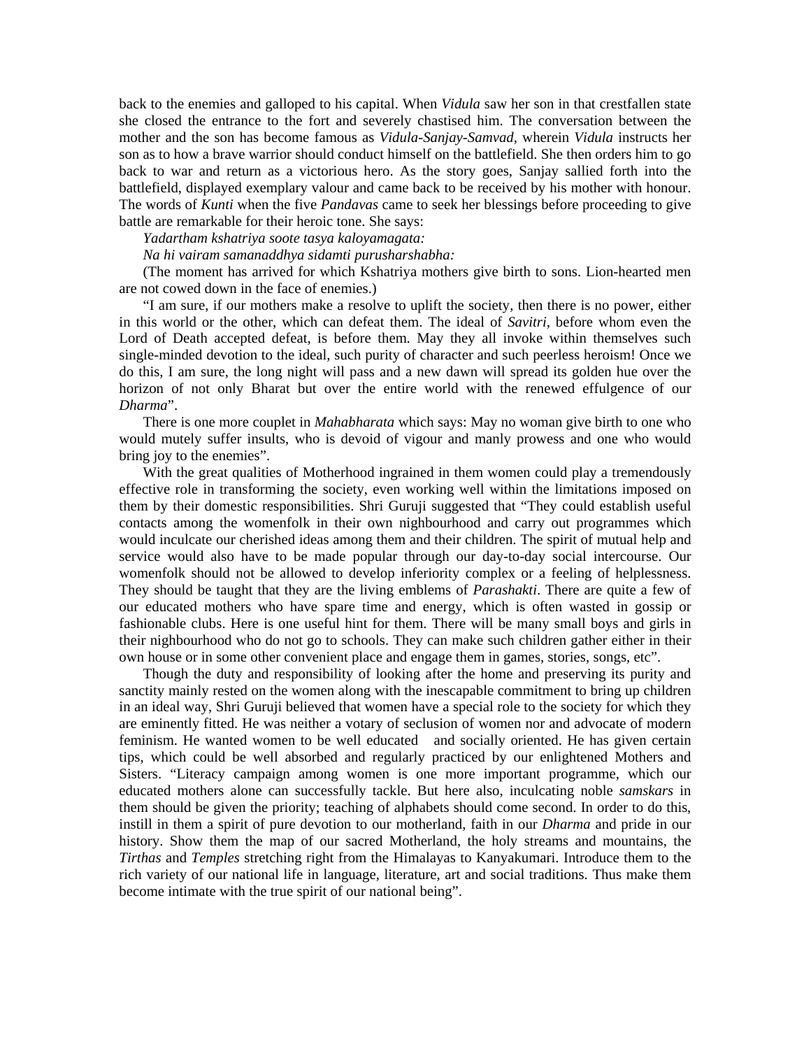back to the enemies and galloped to his capital. When *Vidula* saw her son in that crestfallen state she closed the entrance to the fort and severely chastised him. The conversation between the mother and the son has become famous as *Vidula-Sanjay-Samvad*, wherein *Vidula* instructs her son as to how a brave warrior should conduct himself on the battlefield. She then orders him to go back to war and return as a victorious hero. As the story goes, Sanjay sallied forth into the battlefield, displayed exemplary valour and came back to be received by his mother with honour. The words of *Kunti* when the five *Pandavas* came to seek her blessings before proceeding to give battle are remarkable for their heroic tone. She says:

*Yadartham kshatriya soote tasya kaloyamagata:*

*Na hi vairam samanaddhya sidamti purusharshabha:*

(The moment has arrived for which Kshatriya mothers give birth to sons. Lion-hearted men are not cowed down in the face of enemies.)

"I am sure, if our mothers make a resolve to uplift the society, then there is no power, either in this world or the other, which can defeat them. The ideal of *Savitri*, before whom even the Lord of Death accepted defeat, is before them. May they all invoke within themselves such single-minded devotion to the ideal, such purity of character and such peerless heroism! Once we do this, I am sure, the long night will pass and a new dawn will spread its golden hue over the horizon of not only Bharat but over the entire world with the renewed effulgence of our *Dharma*".

There is one more couplet in *Mahabharata* which says: May no woman give birth to one who would mutely suffer insults, who is devoid of vigour and manly prowess and one who would bring joy to the enemies".

With the great qualities of Motherhood ingrained in them women could play a tremendously effective role in transforming the society, even working well within the limitations imposed on them by their domestic responsibilities. Shri Guruji suggested that "They could establish useful contacts among the womenfolk in their own nighbourhood and carry out programmes which would inculcate our cherished ideas among them and their children. The spirit of mutual help and service would also have to be made popular through our day-to-day social intercourse. Our womenfolk should not be allowed to develop inferiority complex or a feeling of helplessness. They should be taught that they are the living emblems of *Parashakti*. There are quite a few of our educated mothers who have spare time and energy, which is often wasted in gossip or fashionable clubs. Here is one useful hint for them. There will be many small boys and girls in their nighbourhood who do not go to schools. They can make such children gather either in their own house or in some other convenient place and engage them in games, stories, songs, etc".

Though the duty and responsibility of looking after the home and preserving its purity and sanctity mainly rested on the women along with the inescapable commitment to bring up children in an ideal way, Shri Guruji believed that women have a special role to the society for which they are eminently fitted. He was neither a votary of seclusion of women nor and advocate of modern feminism. He wanted women to be well educated and socially oriented. He has given certain tips, which could be well absorbed and regularly practiced by our enlightened Mothers and Sisters. "Literacy campaign among women is one more important programme, which our educated mothers alone can successfully tackle. But here also, inculcating noble *samskars* in them should be given the priority; teaching of alphabets should come second. In order to do this, instill in them a spirit of pure devotion to our motherland, faith in our *Dharma* and pride in our history. Show them the map of our sacred Motherland, the holy streams and mountains, the *Tirthas* and *Temples* stretching right from the Himalayas to Kanyakumari. Introduce them to the rich variety of our national life in language, literature, art and social traditions. Thus make them become intimate with the true spirit of our national being".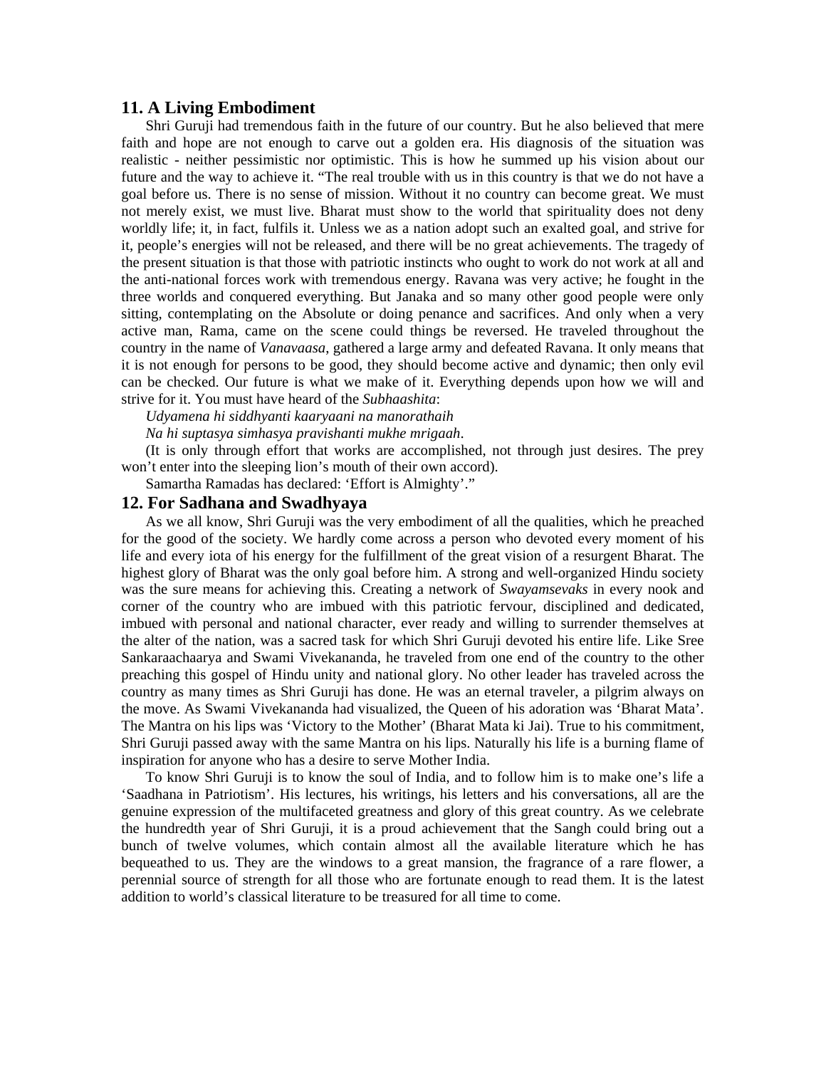## 11. A Living Embodiment

Shri Guruji had tremendous faith in the future of our country. But he also believed that mere faith and hope are not enough to carve out a golden era. His diagnosis of the situation was realistic - neither pessimistic nor optimistic. This is how he summed up his vision about our future and the way to achieve it. "The real trouble with us in this country is that we do not have a goal before us. There is no sense of mission. Without it no country can become great. We must not merely exist, we must live. Bharat must show to the world that spirituality does not deny worldly life; it, in fact, fulfils it. Unless we as a nation adopt such an exalted goal, and strive for it, people's energies will not be released, and there will be no great achievements. The tragedy of the present situation is that those with patriotic instincts who ought to work do not work at all and the anti-national forces work with tremendous energy. Ravana was very active; he fought in the three worlds and conquered everything. But Janaka and so many other good people were only sitting, contemplating on the Absolute or doing penance and sacrifices. And only when a very active man, Rama, came on the scene could things be reversed. He traveled throughout the country in the name of *Vanavaasa*, gathered a large army and defeated Ravana. It only means that it is not enough for persons to be good, they should become active and dynamic; then only evil can be checked. Our future is what we make of it. Everything depends upon how we will and strive for it. You must have heard of the *Subhaashita*:

*Udyamena hi siddhyanti kaaryaani na manorathaih*

*Na hi suptasya simhasya pravishanti mukhe mrigaah*.

(It is only through effort that works are accomplished, not through just desires. The prey won't enter into the sleeping lion's mouth of their own accord).

Samartha Ramadas has declared: 'Effort is Almighty'."

## 12. For Sadhana and Swadhyaya

As we all know, Shri Guruji was the very embodiment of all the qualities, which he preached for the good of the society. We hardly come across a person who devoted every moment of his life and every iota of his energy for the fulfillment of the great vision of a resurgent Bharat. The highest glory of Bharat was the only goal before him. A strong and well-organized Hindu society was the sure means for achieving this. Creating a network of *Swayamsevaks* in every nook and corner of the country who are imbued with this patriotic fervour, disciplined and dedicated, imbued with personal and national character, ever ready and willing to surrender themselves at the alter of the nation, was a sacred task for which Shri Guruji devoted his entire life. Like Sree Sankaraachaarya and Swami Vivekananda, he traveled from one end of the country to the other preaching this gospel of Hindu unity and national glory. No other leader has traveled across the country as many times as Shri Guruji has done. He was an eternal traveler, a pilgrim always on the move. As Swami Vivekananda had visualized, the Queen of his adoration was 'Bharat Mata'. The Mantra on his lips was 'Victory to the Mother' (Bharat Mata ki Jai). True to his commitment, Shri Guruji passed away with the same Mantra on his lips. Naturally his life is a burning flame of inspiration for anyone who has a desire to serve Mother India.

To know Shri Guruji is to know the soul of India, and to follow him is to make one's life a 'Saadhana in Patriotism'. His lectures, his writings, his letters and his conversations, all are the genuine expression of the multifaceted greatness and glory of this great country. As we celebrate the hundredth year of Shri Guruji, it is a proud achievement that the Sangh could bring out a bunch of twelve volumes, which contain almost all the available literature which he has bequeathed to us. They are the windows to a great mansion, the fragrance of a rare flower, a perennial source of strength for all those who are fortunate enough to read them. It is the latest addition to world's classical literature to be treasured for all time to come.